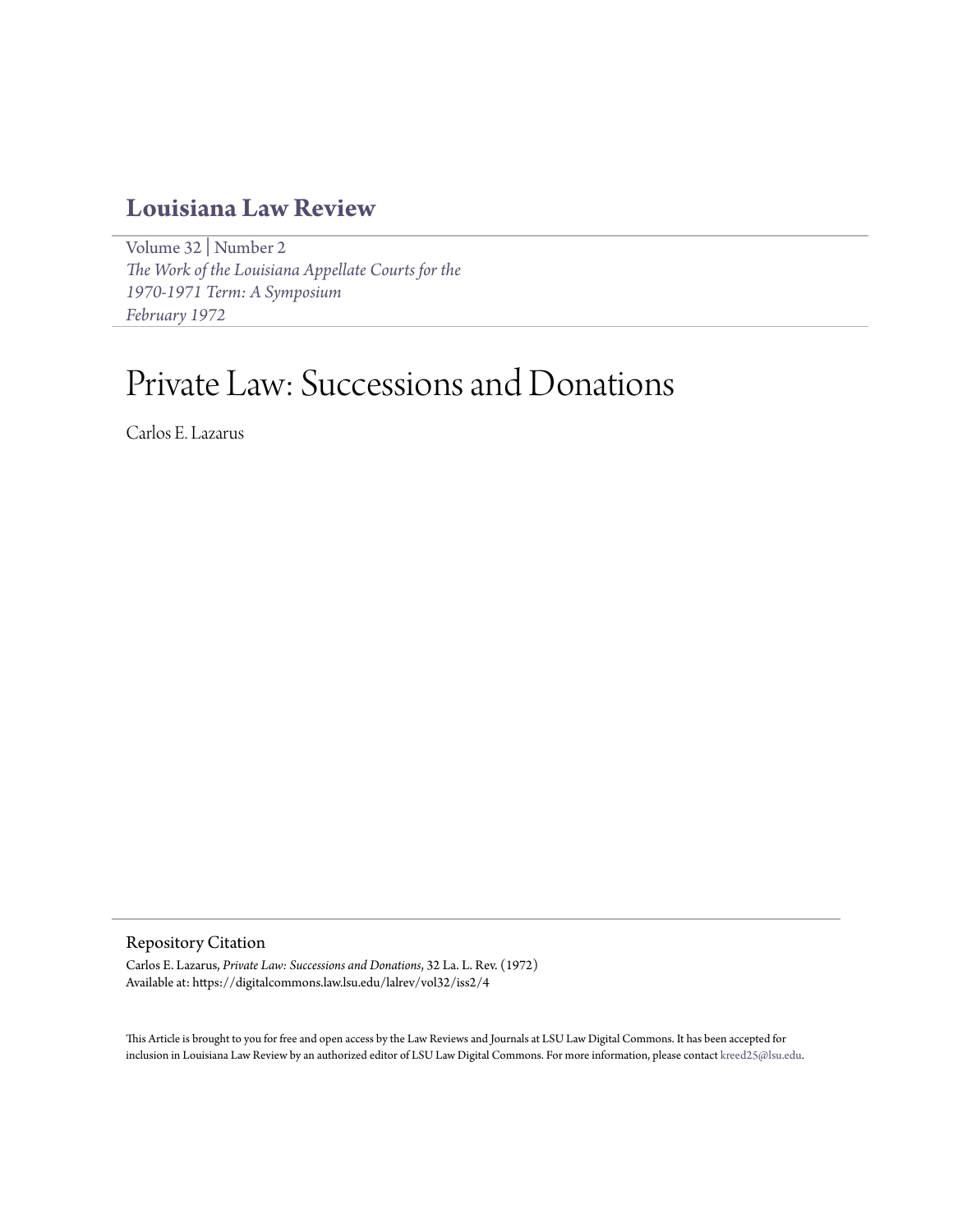# Louisiana Law Review

Volume 32 | Number 2
*The Work of the Louisiana Appellate Courts for the 1970-1971 Term: A Symposium*
*February 1972*

# Private Law: Successions and Donations

Carlos E. Lazarus

## Repository Citation

Carlos E. Lazarus, *Private Law: Successions and Donations*, 32 La. L. Rev. (1972)
Available at: https://digitalcommons.law.lsu.edu/lalrev/vol32/iss2/4

This Article is brought to you for free and open access by the Law Reviews and Journals at LSU Law Digital Commons. It has been accepted for inclusion in Louisiana Law Review by an authorized editor of LSU Law Digital Commons. For more information, please contact kreed25@lsu.edu.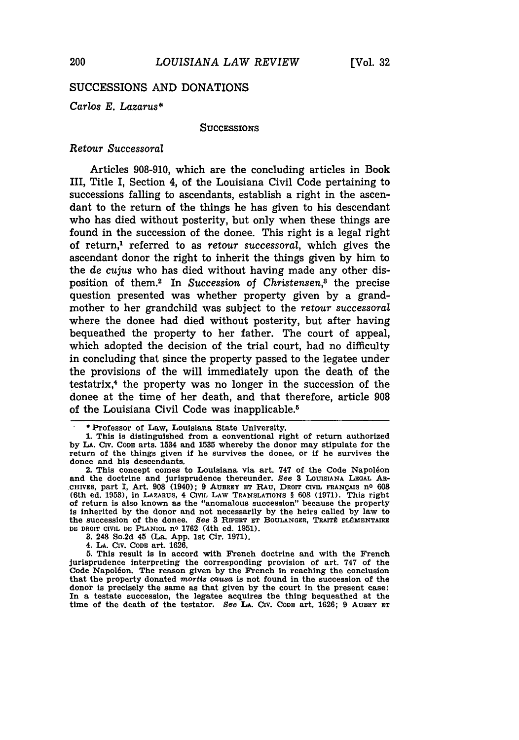## SUCCESSIONS AND DONATIONS

*Carlos E. Lazarus**

### SUCCESSIONS

*Retour Successoral*

Articles 908-910, which are the concluding articles in Book III, Title I, Section 4, of the Louisiana Civil Code pertaining to successions falling to ascendants, establish a right in the ascendant to the return of the things he has given to his descendant who has died without posterity, but only when these things are found in the succession of the donee. This right is a legal right of return,[1] referred to as *retour successoral*, which gives the ascendant donor the right to inherit the things given by him to the *de cujus* who has died without having made any other disposition of them.[2] In *Succession of Christensen*,[3] the precise question presented was whether property given by a grandmother to her grandchild was subject to the *retour successoral* where the donee had died without posterity, but after having bequeathed the property to her father. The court of appeal, which adopted the decision of the trial court, had no difficulty in concluding that since the property passed to the legatee under the provisions of the will immediately upon the death of the testatrix,[4] the property was no longer in the succession of the donee at the time of her death, and that therefore, article 908 of the Louisiana Civil Code was inapplicable.[5]

---

\* Professor of Law, Louisiana State University.

1. This is distinguished from a conventional right of return authorized by LA. CIV. CODE arts. 1534 and 1535 whereby the donor may stipulate for the return of the things given if he survives the donee, or if he survives the donee and his descendants.

2. This concept comes to Louisiana via art. 747 of the Code Napoléon and the doctrine and jurisprudence thereunder. *See* 3 LOUISIANA LEGAL ARCHIVES, part I, Art. 908 (1940); 9 AUBREY ET RAU, DROIT CIVIL FRANÇAIS no 608 (6th ed. 1953), in LAZARUS, 4 CIVIL LAW TRANSLATIONS § 608 (1971). This right of return is also known as the "anomalous succession" because the property is inherited by the donor and not necessarily by the heirs called by law to the succession of the donee. *See* 3 RIPERT ET BOULANGER, TRAITÉ ELÉMENTAIRE DE DROIT CIVIL DE PLANIOL no 1762 (4th ed. 1951).

3. 248 So.2d 45 (La. App. 1st Cir. 1971).

4. LA. CIV. CODE art. 1626.

5. This result is in accord with French doctrine and with the French jurisprudence interpreting the corresponding provision of art. 747 of the Code Napoléon. The reason given by the French in reaching the conclusion that the property donated *mortis causa* is not found in the succession of the donor is precisely the same as that given by the court in the present case: In a testate succession, the legatee acquires the thing bequeathed at the time of the death of the testator. *See* LA. CIV. CODE art. 1626; 9 AUBRY ET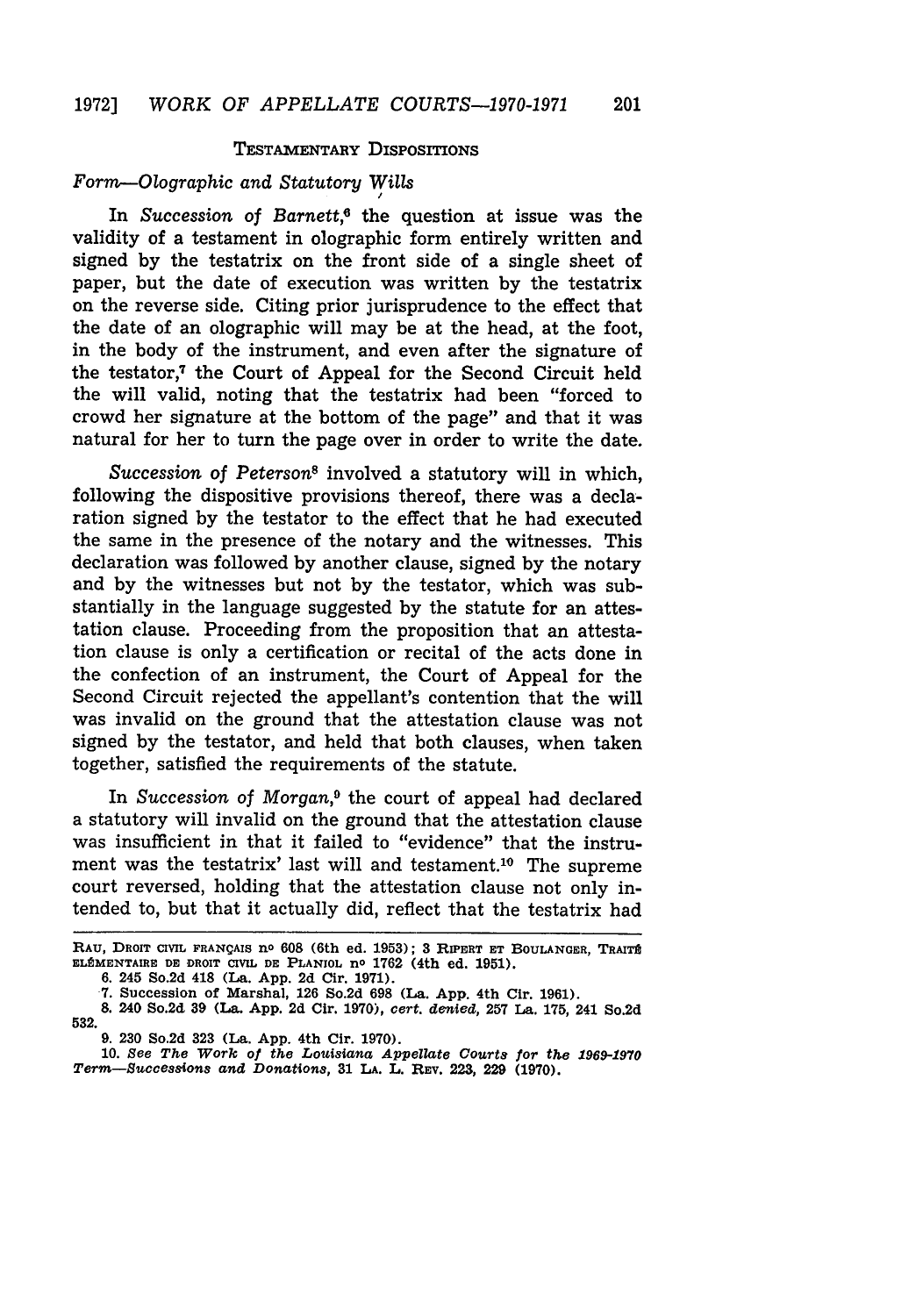### TESTAMENTARY DISPOSITIONS

*Form—Olographic and Statutory Wills*

In *Succession of Barnett*,[6] the question at issue was the validity of a testament in olographic form entirely written and signed by the testatrix on the front side of a single sheet of paper, but the date of execution was written by the testatrix on the reverse side. Citing prior jurisprudence to the effect that the date of an olographic will may be at the head, at the foot, in the body of the instrument, and even after the signature of the testator,[7] the Court of Appeal for the Second Circuit held the will valid, noting that the testatrix had been "forced to crowd her signature at the bottom of the page" and that it was natural for her to turn the page over in order to write the date.

*Succession of Peterson*[8] involved a statutory will in which, following the dispositive provisions thereof, there was a declaration signed by the testator to the effect that he had executed the same in the presence of the notary and the witnesses. This declaration was followed by another clause, signed by the notary and by the witnesses but not by the testator, which was substantially in the language suggested by the statute for an attestation clause. Proceeding from the proposition that an attestation clause is only a certification or recital of the acts done in the confection of an instrument, the Court of Appeal for the Second Circuit rejected the appellant's contention that the will was invalid on the ground that the attestation clause was not signed by the testator, and held that both clauses, when taken together, satisfied the requirements of the statute.

In *Succession of Morgan*,[9] the court of appeal had declared a statutory will invalid on the ground that the attestation clause was insufficient in that it failed to "evidence" that the instrument was the testatrix' last will and testament.[10] The supreme court reversed, holding that the attestation clause not only intended to, but that it actually did, reflect that the testatrix had

---

RAU, DROIT CIVIL FRANÇAIS no 608 (6th ed. 1953); 3 RIPERT ET BOULANGER, TRAITÉ ÉLÉMENTAIRE DE DROIT CIVIL DE PLANIOL no 1762 (4th ed. 1951).

6. 245 So.2d 418 (La. App. 2d Cir. 1971).

7. Succession of Marshal, 126 So.2d 698 (La. App. 4th Cir. 1961).

8. 240 So.2d 39 (La. App. 2d Cir. 1970), *cert. denied*, 257 La. 175, 241 So.2d 532.

9. 230 So.2d 323 (La. App. 4th Cir. 1970).

10. *See The Work of the Louisiana Appellate Courts for the 1969-1970 Term—Successions and Donations*, 31 LA. L. REV. 223, 229 (1970).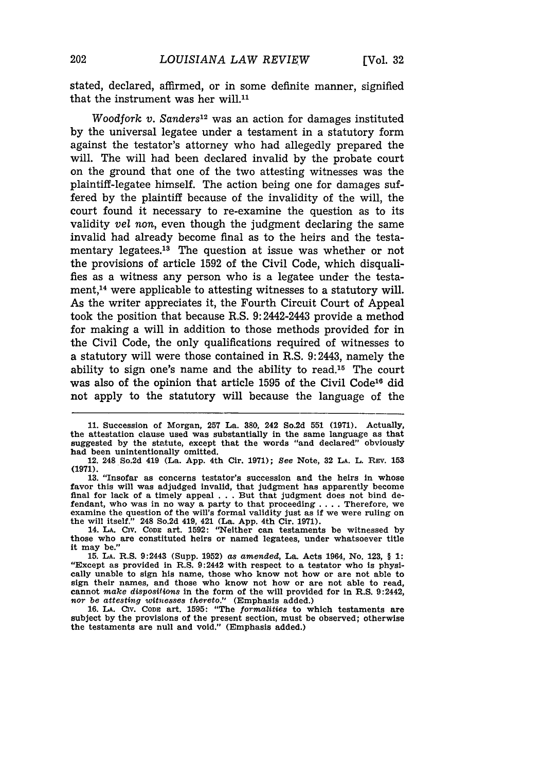stated, declared, affirmed, or in some definite manner, signified that the instrument was her will.[11]

*Woodfork v. Sanders*[12] was an action for damages instituted by the universal legatee under a testament in a statutory form against the testator's attorney who had allegedly prepared the will. The will had been declared invalid by the probate court on the ground that one of the two attesting witnesses was the plaintiff-legatee himself. The action being one for damages suffered by the plaintiff because of the invalidity of the will, the court found it necessary to re-examine the question as to its validity *vel non*, even though the judgment declaring the same invalid had already become final as to the heirs and the testamentary legatees.[13] The question at issue was whether or not the provisions of article 1592 of the Civil Code, which disqualifies as a witness any person who is a legatee under the testament,[14] were applicable to attesting witnesses to a statutory will. As the writer appreciates it, the Fourth Circuit Court of Appeal took the position that because R.S. 9:2442-2443 provide a method for making a will in addition to those methods provided for in the Civil Code, the only qualifications required of witnesses to a statutory will were those contained in R.S. 9:2443, namely the ability to sign one's name and the ability to read.[15] The court was also of the opinion that article 1595 of the Civil Code[16] did not apply to the statutory will because the language of the

---

11. Succession of Morgan, 257 La. 380, 242 So.2d 551 (1971). Actually, the attestation clause used was substantially in the same language as that suggested by the statute, except that the words "and declared" obviously had been unintentionally omitted.

12. 248 So.2d 419 (La. App. 4th Cir. 1971); *See* Note, 32 LA. L. REV. 153 (1971).

13. "Insofar as concerns testator's succession and the heirs in whose favor this will was adjudged invalid, that judgment has apparently become final for lack of a timely appeal . . . But that judgment does not bind defendant, who was in no way a party to that proceeding . . . . Therefore, we examine the question of the will's formal validity just as if we were ruling on the will itself." 248 So.2d 419, 421 (La. App. 4th Cir. 1971).

14. LA. CIV. CODE art. 1592: "Neither can testaments be witnessed by those who are constituted heirs or named legatees, under whatsoever title it may be."

15. LA. R.S. 9:2443 (Supp. 1952) *as amended*, La. Acts 1964, No. 123, § 1: "Except as provided in R.S. 9:2442 with respect to a testator who is physically unable to sign his name, those who know not how or are not able to sign their names, and those who know not how or are not able to read, cannot *make dispositions* in the form of the will provided for in R.S. 9:2442, *nor be attesting witnesses thereto.*" (Emphasis added.)

16. LA. CIV. CODE art. 1595: "The *formalities* to which testaments are subject by the provisions of the present section, must be observed; otherwise the testaments are null and void." (Emphasis added.)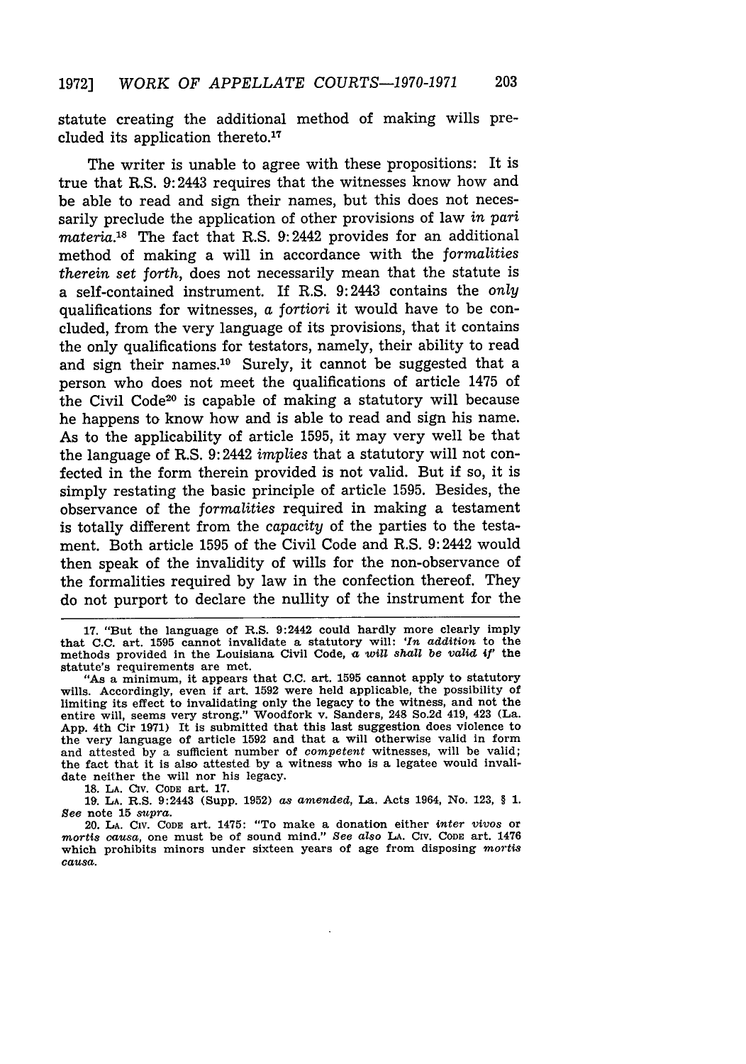statute creating the additional method of making wills precluded its application thereto.[17]

The writer is unable to agree with these propositions: It is true that R.S. 9:2443 requires that the witnesses know how and be able to read and sign their names, but this does not necessarily preclude the application of other provisions of law *in pari materia*.[18] The fact that R.S. 9:2442 provides for an additional method of making a will in accordance with the *formalities therein set forth*, does not necessarily mean that the statute is a self-contained instrument. If R.S. 9:2443 contains the *only* qualifications for witnesses, *a fortiori* it would have to be concluded, from the very language of its provisions, that it contains the only qualifications for testators, namely, their ability to read and sign their names.[19] Surely, it cannot be suggested that a person who does not meet the qualifications of article 1475 of the Civil Code[20] is capable of making a statutory will because he happens to know how and is able to read and sign his name. As to the applicability of article 1595, it may very well be that the language of R.S. 9:2442 *implies* that a statutory will not confected in the form therein provided is not valid. But if so, it is simply restating the basic principle of article 1595. Besides, the observance of the *formalities* required in making a testament is totally different from the *capacity* of the parties to the testament. Both article 1595 of the Civil Code and R.S. 9:2442 would then speak of the invalidity of wills for the non-observance of the formalities required by law in the confection thereof. They do not purport to declare the nullity of the instrument for the

---

17. "But the language of R.S. 9:2442 could hardly more clearly imply that C.C. art. 1595 cannot invalidate a statutory will: '*In addition* to the methods provided in the Louisiana Civil Code, *a will shall be valid if*' the statute's requirements are met.

"As a minimum, it appears that C.C. art. 1595 cannot apply to statutory wills. Accordingly, even if art. 1592 were held applicable, the possibility of limiting its effect to invalidating only the legacy to the witness, and not the entire will, seems very strong." Woodfork v. Sanders, 248 So.2d 419, 423 (La. App. 4th Cir 1971) It is submitted that this last suggestion does violence to the very language of article 1592 and that a will otherwise valid in form and attested by a sufficient number of *competent* witnesses, will be valid; the fact that it is also attested by a witness who is a legatee would invalidate neither the will nor his legacy.

18. LA. CIV. CODE art. 17.

19. LA. R.S. 9:2443 (Supp. 1952) *as amended*, La. Acts 1964, No. 123, § 1. *See* note 15 *supra*.

20. LA. CIV. CODE art. 1475: "To make a donation either *inter vivos* or *mortis causa*, one must be of sound mind." *See also* LA. CIV. CODE art. 1476 which prohibits minors under sixteen years of age from disposing *mortis causa*.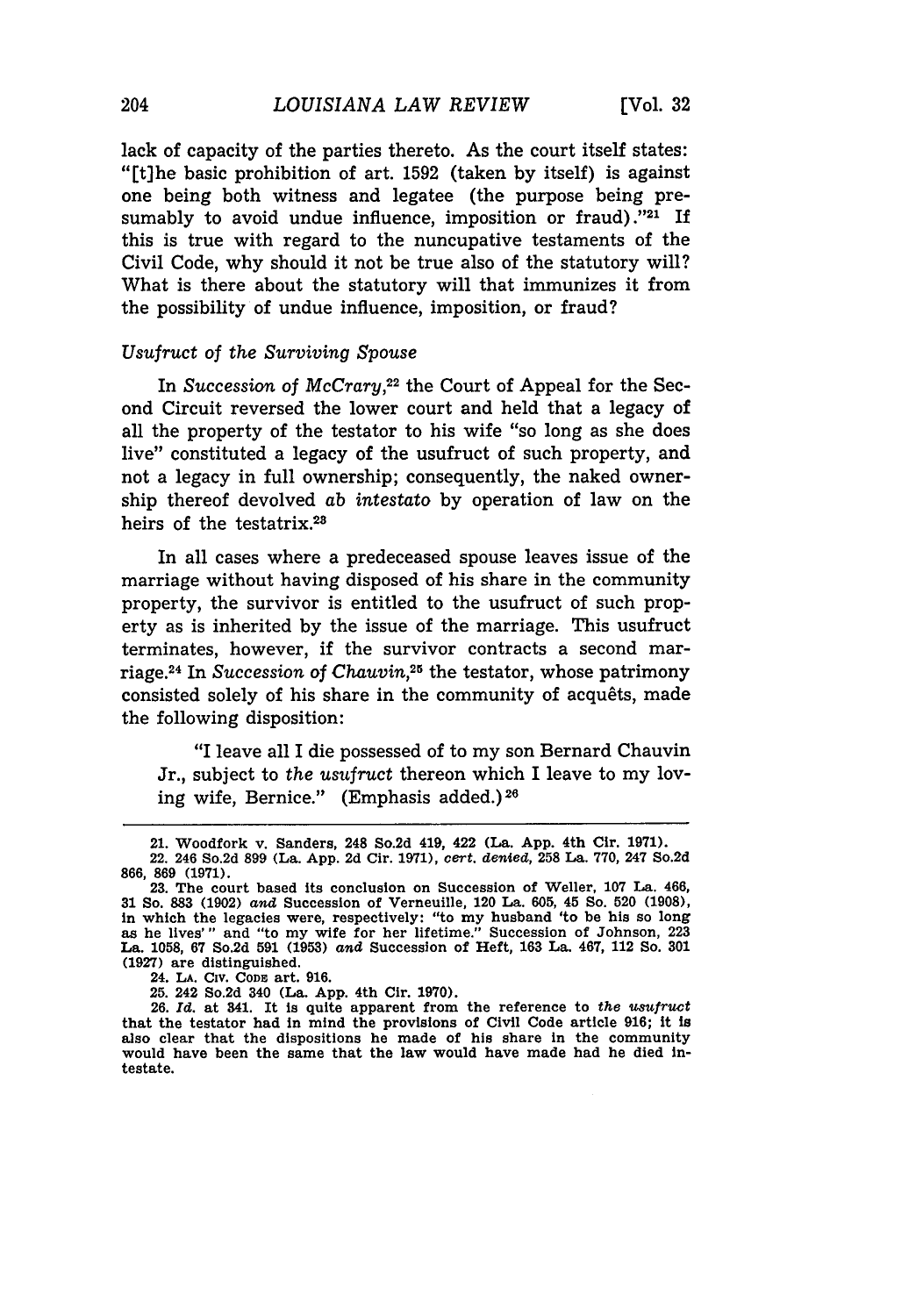lack of capacity of the parties thereto. As the court itself states: "[t]he basic prohibition of art. 1592 (taken by itself) is against one being both witness and legatee (the purpose being presumably to avoid undue influence, imposition or fraud)."[21] If this is true with regard to the nuncupative testaments of the Civil Code, why should it not be true also of the statutory will? What is there about the statutory will that immunizes it from the possibility of undue influence, imposition, or fraud?

### *Usufruct of the Surviving Spouse*

In *Succession of McCrary*,[22] the Court of Appeal for the Second Circuit reversed the lower court and held that a legacy of all the property of the testator to his wife "so long as she does live" constituted a legacy of the usufruct of such property, and not a legacy in full ownership; consequently, the naked ownership thereof devolved *ab intestato* by operation of law on the heirs of the testatrix.[23]

In all cases where a predeceased spouse leaves issue of the marriage without having disposed of his share in the community property, the survivor is entitled to the usufruct of such property as is inherited by the issue of the marriage. This usufruct terminates, however, if the survivor contracts a second marriage.[24] In *Succession of Chauvin*,[25] the testator, whose patrimony consisted solely of his share in the community of acquêts, made the following disposition:

> "I leave all I die possessed of to my son Bernard Chauvin Jr., subject to *the usufruct* thereon which I leave to my loving wife, Bernice." (Emphasis added.)[26]

---

21. Woodfork v. Sanders, 248 So.2d 419, 422 (La. App. 4th Cir. 1971).

22. 246 So.2d 899 (La. App. 2d Cir. 1971), *cert. denied*, 258 La. 770, 247 So.2d 866, 869 (1971).

23. The court based its conclusion on Succession of Weller, 107 La. 466, 31 So. 883 (1902) *and* Succession of Verneuille, 120 La. 605, 45 So. 520 (1908), in which the legacies were, respectively: "to my husband 'to be his so long as he lives'" and "to my wife for her lifetime." Succession of Johnson, 223 La. 1058, 67 So.2d 591 (1953) *and* Succession of Heft, 163 La. 467, 112 So. 301 (1927) are distinguished.

24. LA. CIV. CODE art. 916.

25. 242 So.2d 340 (La. App. 4th Cir. 1970).

26. *Id.* at 341. It is quite apparent from the reference to *the usufruct* that the testator had in mind the provisions of Civil Code article 916; it is also clear that the dispositions he made of his share in the community would have been the same that the law would have made had he died intestate.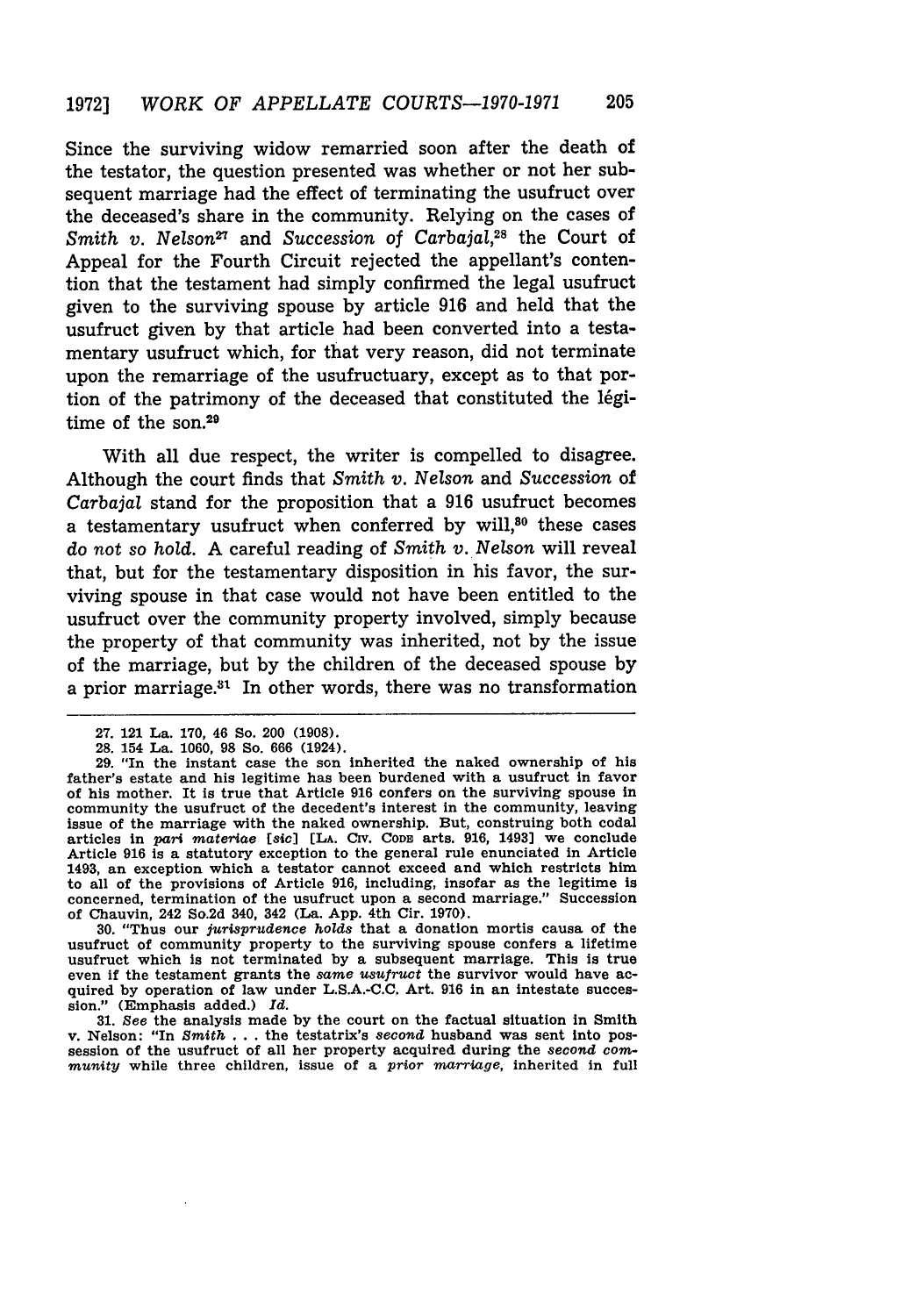Since the surviving widow remarried soon after the death of the testator, the question presented was whether or not her subsequent marriage had the effect of terminating the usufruct over the deceased's share in the community. Relying on the cases of *Smith v. Nelson*[27] and *Succession of Carbajal*,[28] the Court of Appeal for the Fourth Circuit rejected the appellant's contention that the testament had simply confirmed the legal usufruct given to the surviving spouse by article 916 and held that the usufruct given by that article had been converted into a testamentary usufruct which, for that very reason, did not terminate upon the remarriage of the usufructuary, except as to that portion of the patrimony of the deceased that constituted the légitime of the son.[29]

With all due respect, the writer is compelled to disagree. Although the court finds that *Smith v. Nelson* and *Succession of Carbajal* stand for the proposition that a 916 usufruct becomes a testamentary usufruct when conferred by will,[30] these cases *do not so hold*. A careful reading of *Smith v. Nelson* will reveal that, but for the testamentary disposition in his favor, the surviving spouse in that case would not have been entitled to the usufruct over the community property involved, simply because the property of that community was inherited, not by the issue of the marriage, but by the children of the deceased spouse by a prior marriage.[31] In other words, there was no transformation

---

27. 121 La. 170, 46 So. 200 (1908).

28. 154 La. 1060, 98 So. 666 (1924).

29. "In the instant case the son inherited the naked ownership of his father's estate and his legitime has been burdened with a usufruct in favor of his mother. It is true that Article 916 confers on the surviving spouse in community the usufruct of the decedent's interest in the community, leaving issue of the marriage with the naked ownership. But, construing both codal articles in *pari materiae* [*sic*] [LA. CIV. CODE arts. 916, 1493] we conclude Article 916 is a statutory exception to the general rule enunciated in Article 1493, an exception which a testator cannot exceed and which restricts him to all of the provisions of Article 916, including, insofar as the legitime is concerned, termination of the usufruct upon a second marriage." Succession of Chauvin, 242 So.2d 340, 342 (La. App. 4th Cir. 1970).

30. "Thus our *jurisprudence holds* that a donation mortis causa of the usufruct of community property to the surviving spouse confers a lifetime usufruct which is not terminated by a subsequent marriage. This is true even if the testament grants the *same usufruct* the survivor would have acquired by operation of law under L.S.A.-C.C. Art. 916 in an intestate succession." (Emphasis added.) *Id.*

31. *See* the analysis made by the court on the factual situation in Smith v. Nelson: "In *Smith* . . . the testatrix's *second* husband was sent into possession of the usufruct of all her property acquired during the *second community* while three children, issue of a *prior marriage*, inherited in full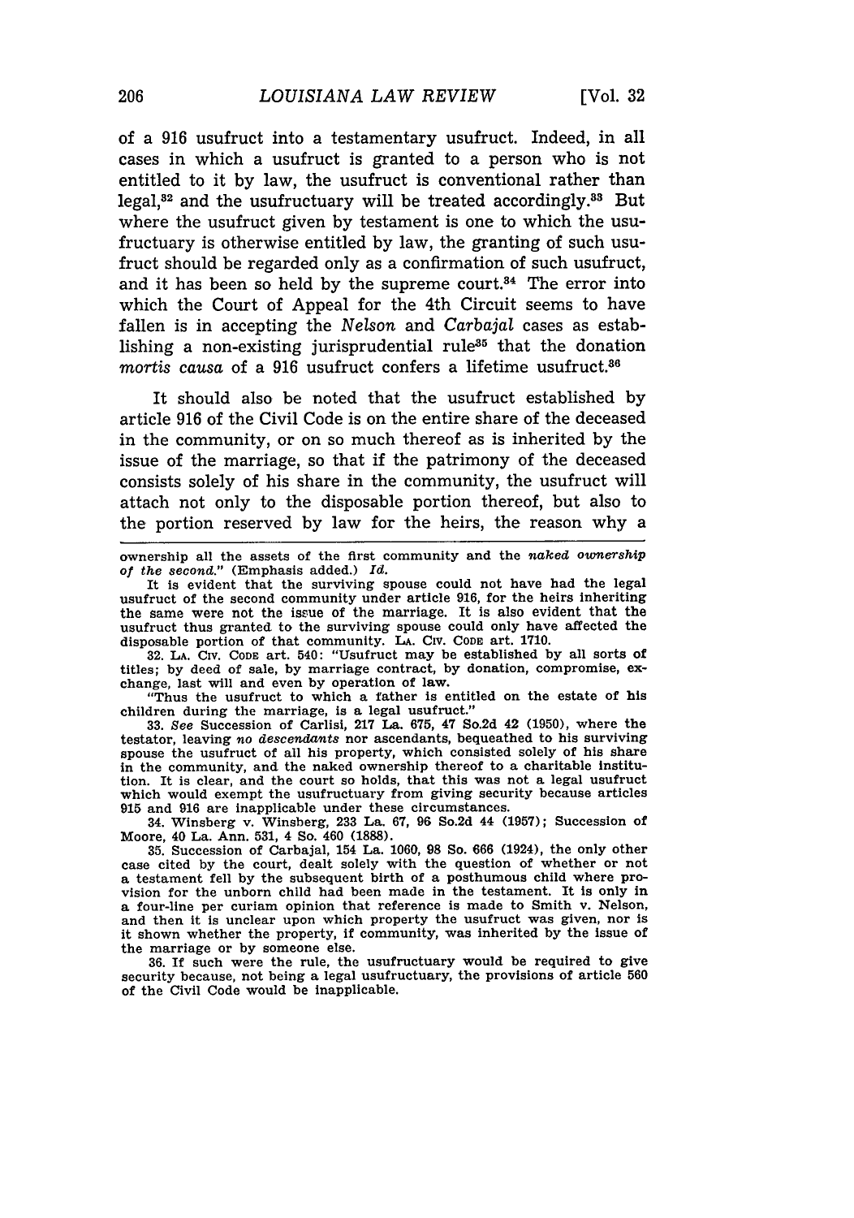of a 916 usufruct into a testamentary usufruct. Indeed, in all cases in which a usufruct is granted to a person who is not entitled to it by law, the usufruct is conventional rather than legal,[32] and the usufructuary will be treated accordingly.[33] But where the usufruct given by testament is one to which the usufructuary is otherwise entitled by law, the granting of such usufruct should be regarded only as a confirmation of such usufruct, and it has been so held by the supreme court.[34] The error into which the Court of Appeal for the 4th Circuit seems to have fallen is in accepting the *Nelson* and *Carbajal* cases as establishing a non-existing jurisprudential rule[35] that the donation *mortis causa* of a 916 usufruct confers a lifetime usufruct.[36]

It should also be noted that the usufruct established by article 916 of the Civil Code is on the entire share of the deceased in the community, or on so much thereof as is inherited by the issue of the marriage, so that if the patrimony of the deceased consists solely of his share in the community, the usufruct will attach not only to the disposable portion thereof, but also to the portion reserved by law for the heirs, the reason why a

---

ownership all the assets of the first community and the *naked ownership of the second.*" (Emphasis added.) *Id.*

It is evident that the surviving spouse could not have had the legal usufruct of the second community under article 916, for the heirs inheriting the same were not the issue of the marriage. It is also evident that the usufruct thus granted to the surviving spouse could only have affected the disposable portion of that community. LA. CIV. CODE art. 1710.

32. LA. CIV. CODE art. 540: "Usufruct may be established by all sorts of titles; by deed of sale, by marriage contract, by donation, compromise, exchange, last will and even by operation of law.

"Thus the usufruct to which a father is entitled on the estate of his children during the marriage, is a legal usufruct."

33. *See* Succession of Carlisi, 217 La. 675, 47 So.2d 42 (1950), where the testator, leaving *no descendants* nor ascendants, bequeathed to his surviving spouse the usufruct of all his property, which consisted solely of his share in the community, and the naked ownership thereof to a charitable institution. It is clear, and the court so holds, that this was not a legal usufruct which would exempt the usufructuary from giving security because articles 915 and 916 are inapplicable under these circumstances.

34. Winsberg v. Winsberg, 233 La. 67, 96 So.2d 44 (1957); Succession of Moore, 40 La. Ann. 531, 4 So. 460 (1888).

35. Succession of Carbajal, 154 La. 1060, 98 So. 666 (1924), the only other case cited by the court, dealt solely with the question of whether or not a testament fell by the subsequent birth of a posthumous child where provision for the unborn child had been made in the testament. It is only in a four-line per curiam opinion that reference is made to Smith v. Nelson, and then it is unclear upon which property the usufruct was given, nor is it shown whether the property, if community, was inherited by the issue of the marriage or by someone else.

36. If such were the rule, the usufructuary would be required to give security because, not being a legal usufructuary, the provisions of article 560 of the Civil Code would be inapplicable.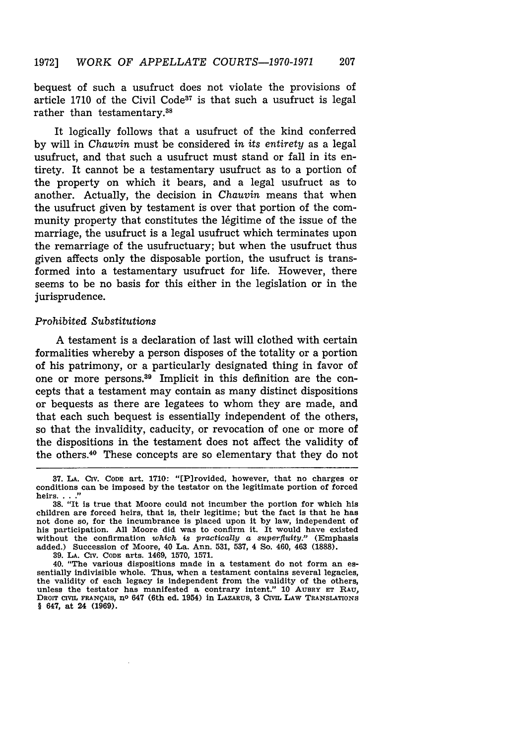bequest of such a usufruct does not violate the provisions of article 1710 of the Civil Code[37] is that such a usufruct is legal rather than testamentary.[38]

It logically follows that a usufruct of the kind conferred by will in *Chauvin* must be considered *in its entirety* as a legal usufruct, and that such a usufruct must stand or fall in its entirety. It cannot be a testamentary usufruct as to a portion of the property on which it bears, and a legal usufruct as to another. Actually, the decision in *Chauvin* means that when the usufruct given by testament is over that portion of the community property that constitutes the légitime of the issue of the marriage, the usufruct is a legal usufruct which terminates upon the remarriage of the usufructuary; but when the usufruct thus given affects only the disposable portion, the usufruct is transformed into a testamentary usufruct for life. However, there seems to be no basis for this either in the legislation or in the jurisprudence.

### *Prohibited Substitutions*

A testament is a declaration of last will clothed with certain formalities whereby a person disposes of the totality or a portion of his patrimony, or a particularly designated thing in favor of one or more persons.[39] Implicit in this definition are the concepts that a testament may contain as many distinct dispositions or bequests as there are legatees to whom they are made, and that each such bequest is essentially independent of the others, so that the invalidity, caducity, or revocation of one or more of the dispositions in the testament does not affect the validity of the others.[40] These concepts are so elementary that they do not

---

37. LA. CIV. CODE art. 1710: "[P]rovided, however, that no charges or conditions can be imposed by the testator on the legitimate portion of forced heirs. . . ."

38. "It is true that Moore could not incumber the portion for which his children are forced heirs, that is, their legitime; but the fact is that he has not done so, for the incumbrance is placed upon it by law, independent of his participation. All Moore did was to confirm it. It would have existed without the confirmation *which is practically a superfluity*." (Emphasis added.) Succession of Moore, 40 La. Ann. 531, 537, 4 So. 460, 463 (1888).

39. LA. CIV. CODE arts. 1469, 1570, 1571.

40. "The various dispositions made in a testament do not form an essentially indivisible whole. Thus, when a testament contains several legacies, the validity of each legacy is independent from the validity of the others, unless the testator has manifested a contrary intent." 10 AUBRY ET RAU, DROIT CIVIL FRANÇAIS, n° 647 (6th ed. 1954) in LAZARUS, 3 CIVIL LAW TRANSLATIONS § 647, at 24 (1969).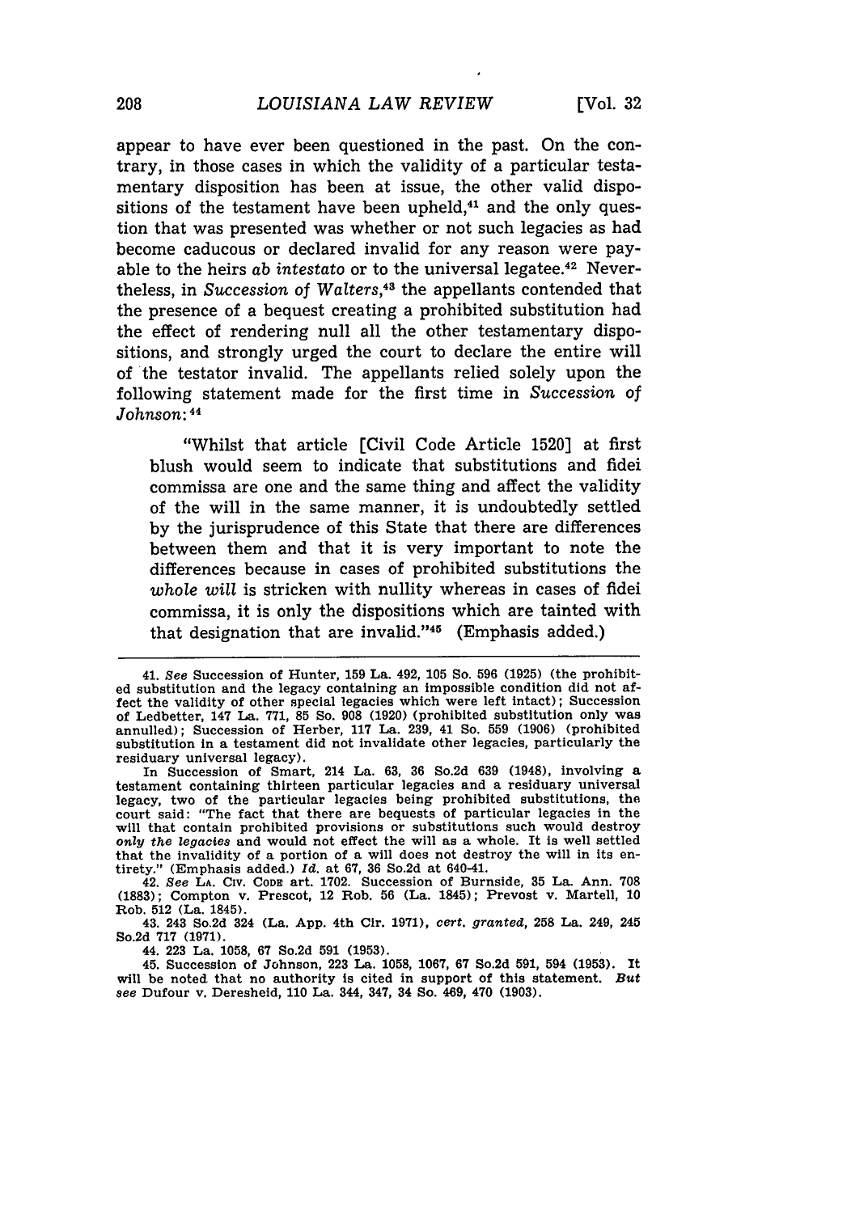appear to have ever been questioned in the past. On the contrary, in those cases in which the validity of a particular testamentary disposition has been at issue, the other valid dispositions of the testament have been upheld,[41] and the only question that was presented was whether or not such legacies as had become caducous or declared invalid for any reason were payable to the heirs *ab intestato* or to the universal legatee.[42] Nevertheless, in *Succession of Walters*,[43] the appellants contended that the presence of a bequest creating a prohibited substitution had the effect of rendering null all the other testamentary dispositions, and strongly urged the court to declare the entire will of the testator invalid. The appellants relied solely upon the following statement made for the first time in *Succession of Johnson*:[44]

> "Whilst that article [Civil Code Article 1520] at first blush would seem to indicate that substitutions and fidei commissa are one and the same thing and affect the validity of the will in the same manner, it is undoubtedly settled by the jurisprudence of this State that there are differences between them and that it is very important to note the differences because in cases of prohibited substitutions the *whole will* is stricken with nullity whereas in cases of fidei commissa, it is only the dispositions which are tainted with that designation that are invalid."[45] (Emphasis added.)

---

41. *See* Succession of Hunter, 159 La. 492, 105 So. 596 (1925) (the prohibited substitution and the legacy containing an impossible condition did not affect the validity of other special legacies which were left intact); Succession of Ledbetter, 147 La. 771, 85 So. 908 (1920) (prohibited substitution only was annulled); Succession of Herber, 117 La. 239, 41 So. 559 (1906) (prohibited substitution in a testament did not invalidate other legacies, particularly the residuary universal legacy).

In Succession of Smart, 214 La. 63, 36 So.2d 639 (1948), involving a testament containing thirteen particular legacies and a residuary universal legacy, two of the particular legacies being prohibited substitutions, the court said: "The fact that there are bequests of particular legacies in the will that contain prohibited provisions or substitutions such would destroy *only the legacies* and would not effect the will as a whole. It is well settled that the invalidity of a portion of a will does not destroy the will in its entirety." (Emphasis added.) *Id.* at 67, 36 So.2d at 640-41.

42. *See* LA. CIV. CODE art. 1702. Succession of Burnside, 35 La. Ann. 708 (1883); Compton v. Prescot, 12 Rob. 56 (La. 1845); Prevost v. Martell, 10 Rob. 512 (La. 1845).

43. 243 So.2d 324 (La. App. 4th Cir. 1971), *cert. granted*, 258 La. 249, 245 So.2d 717 (1971).

44. 223 La. 1058, 67 So.2d 591 (1953).

45. Succession of Johnson, 223 La. 1058, 1067, 67 So.2d 591, 594 (1953). It will be noted that no authority is cited in support of this statement. *But see* Dufour v. Deresheid, 110 La. 344, 347, 34 So. 469, 470 (1903).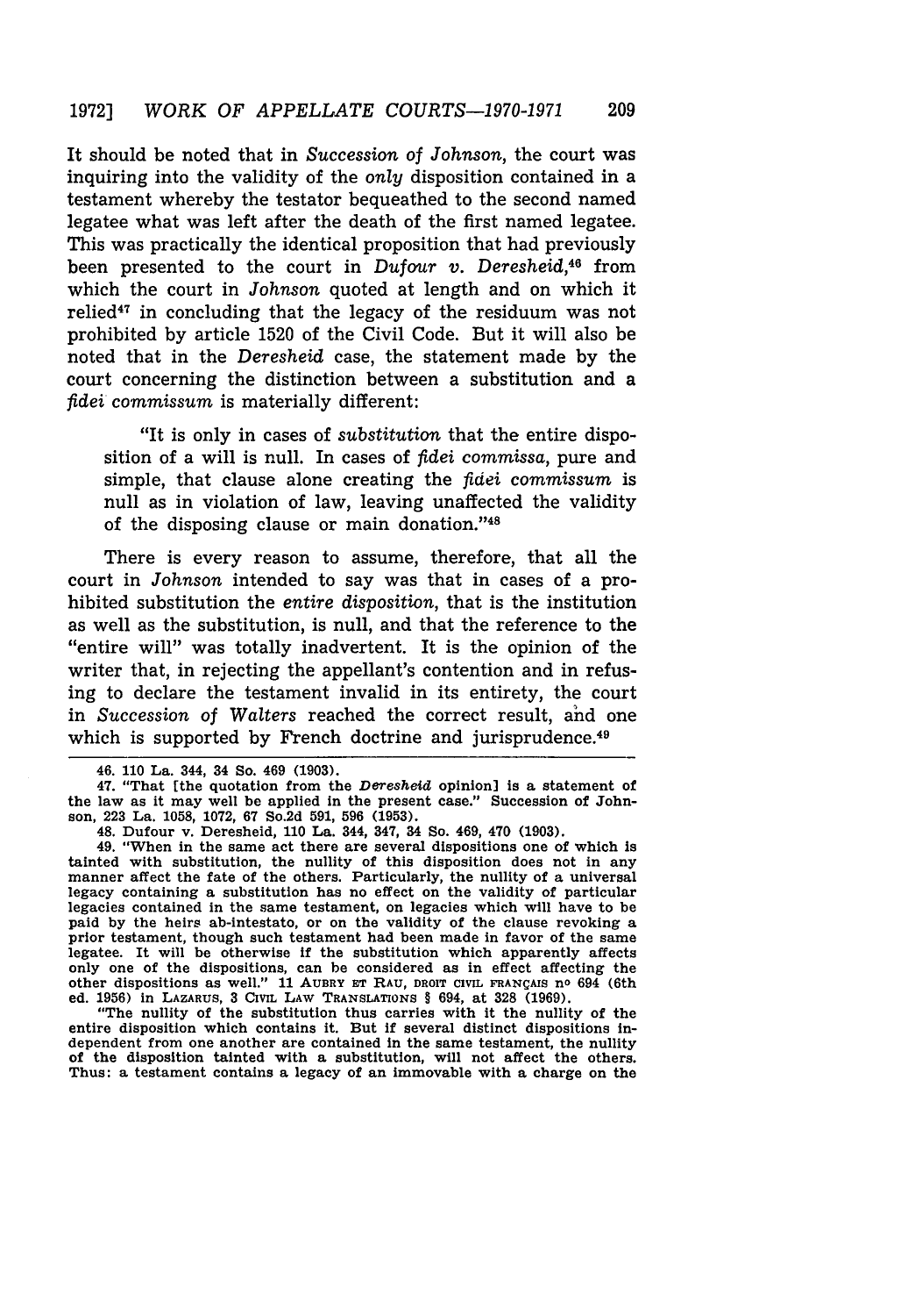It should be noted that in *Succession of Johnson*, the court was inquiring into the validity of the *only* disposition contained in a testament whereby the testator bequeathed to the second named legatee what was left after the death of the first named legatee. This was practically the identical proposition that had previously been presented to the court in *Dufour v. Deresheid*,[46] from which the court in *Johnson* quoted at length and on which it relied[47] in concluding that the legacy of the residuum was not prohibited by article 1520 of the Civil Code. But it will also be noted that in the *Deresheid* case, the statement made by the court concerning the distinction between a substitution and a *fidei commissum* is materially different:

> "It is only in cases of *substitution* that the entire disposition of a will is null. In cases of *fidei commissa*, pure and simple, that clause alone creating the *fidei commissum* is null as in violation of law, leaving unaffected the validity of the disposing clause or main donation."[48]

There is every reason to assume, therefore, that all the court in *Johnson* intended to say was that in cases of a prohibited substitution the *entire disposition*, that is the institution as well as the substitution, is null, and that the reference to the "entire will" was totally inadvertent. It is the opinion of the writer that, in rejecting the appellant's contention and in refusing to declare the testament invalid in its entirety, the court in *Succession of Walters* reached the correct result, and one which is supported by French doctrine and jurisprudence.[49]

---

46. 110 La. 344, 34 So. 469 (1903).

47. "That [the quotation from the *Deresheid* opinion] is a statement of the law as it may well be applied in the present case." Succession of Johnson, 223 La. 1058, 1072, 67 So.2d 591, 596 (1953).

48. Dufour v. Deresheid, 110 La. 344, 347, 34 So. 469, 470 (1903).

49. "When in the same act there are several dispositions one of which is tainted with substitution, the nullity of this disposition does not in any manner affect the fate of the others. Particularly, the nullity of a universal legacy containing a substitution has no effect on the validity of particular legacies contained in the same testament, on legacies which will have to be paid by the heirs ab-intestato, or on the validity of the clause revoking a prior testament, though such testament had been made in favor of the same legatee. It will be otherwise if the substitution which apparently affects only one of the dispositions, can be considered as in effect affecting the other dispositions as well." 11 AUBRY ET RAU, DROIT CIVIL FRANÇAIS no 694 (6th ed. 1956) in LAZARUS, 3 CIVIL LAW TRANSLATIONS § 694, at 328 (1969).

"The nullity of the substitution thus carries with it the nullity of the entire disposition which contains it. But if several distinct dispositions independent from one another are contained in the same testament, the nullity of the disposition tainted with a substitution, will not affect the others. Thus: a testament contains a legacy of an immovable with a charge on the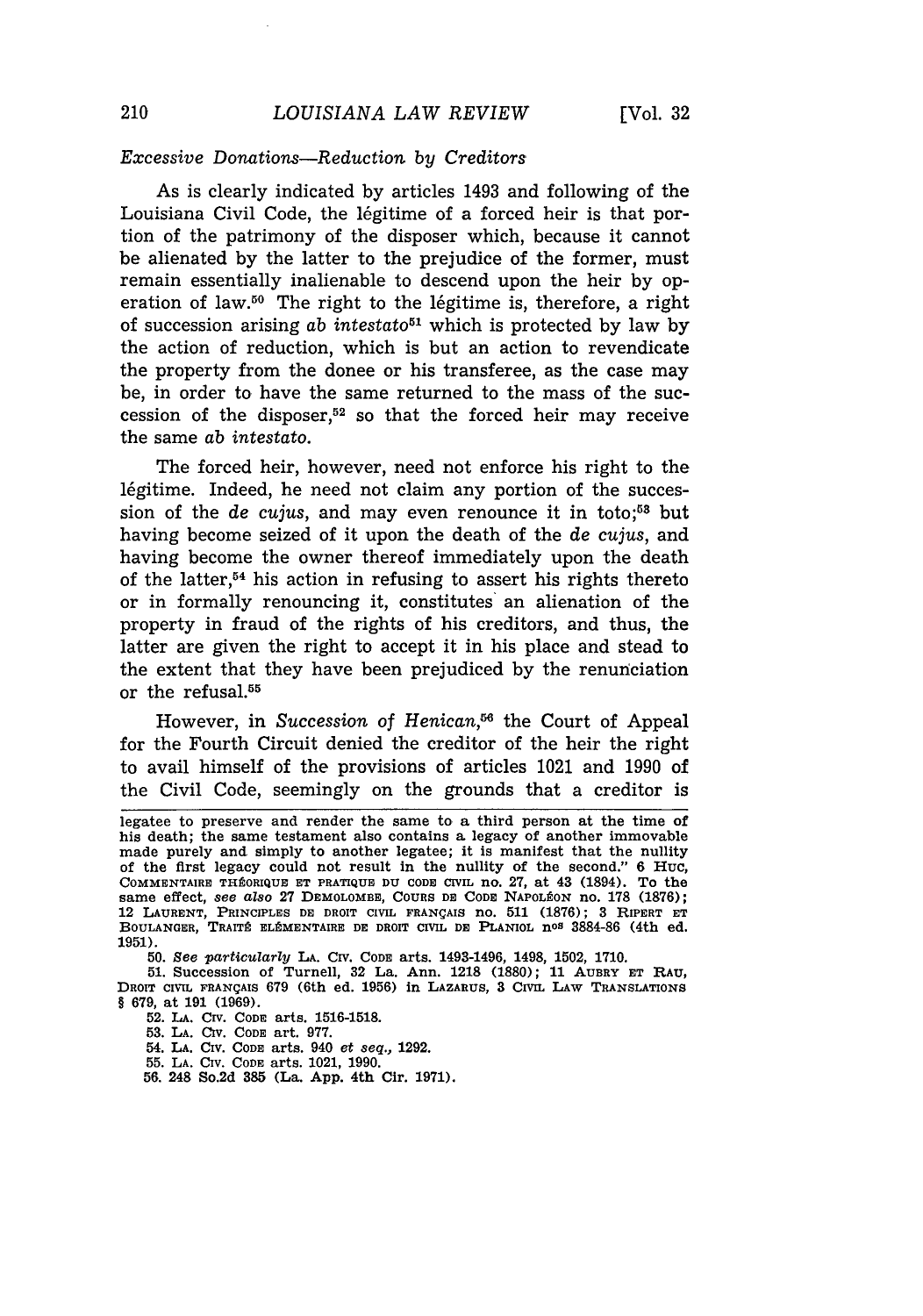### *Excessive Donations—Reduction by Creditors*

As is clearly indicated by articles 1493 and following of the Louisiana Civil Code, the légitime of a forced heir is that portion of the patrimony of the disposer which, because it cannot be alienated by the latter to the prejudice of the former, must remain essentially inalienable to descend upon the heir by operation of law.[50] The right to the légitime is, therefore, a right of succession arising *ab intestato*[51] which is protected by law by the action of reduction, which is but an action to revendicate the property from the donee or his transferee, as the case may be, in order to have the same returned to the mass of the succession of the disposer,[52] so that the forced heir may receive the same *ab intestato.*

The forced heir, however, need not enforce his right to the légitime. Indeed, he need not claim any portion of the succession of the *de cujus*, and may even renounce it in toto;[53] but having become seized of it upon the death of the *de cujus*, and having become the owner thereof immediately upon the death of the latter,[54] his action in refusing to assert his rights thereto or in formally renouncing it, constitutes an alienation of the property in fraud of the rights of his creditors, and thus, the latter are given the right to accept it in his place and stead to the extent that they have been prejudiced by the renunciation or the refusal.[55]

However, in *Succession of Henican*,[56] the Court of Appeal for the Fourth Circuit denied the creditor of the heir the right to avail himself of the provisions of articles 1021 and 1990 of the Civil Code, seemingly on the grounds that a creditor is

---

legatee to preserve and render the same to a third person at the time of his death; the same testament also contains a legacy of another immovable made purely and simply to another legatee; it is manifest that the nullity of the first legacy could not result in the nullity of the second." 6 Huc, Commentaire Théorique et Pratique du Code Civil no. 27, at 43 (1894). To the same effect, *see also* 27 Demolombe, Cours de Code Napoléon no. 178 (1876); 12 Laurent, Principes de Droit Civil Français no. 511 (1876); 3 Ripert et Boulanger, Traité Elémentaire de Droit Civil de Planiol nos 3884-86 (4th ed. 1951).

50. *See particularly* La. Civ. Code arts. 1493-1496, 1498, 1502, 1710.

51. Succession of Turnell, 32 La. Ann. 1218 (1880); 11 Aubry et Rau, Droit civil français 679 (6th ed. 1956) in Lazarus, 3 Civil Law Translations § 679, at 191 (1969).

52. La. Civ. Code arts. 1516-1518.

53. La. Civ. Code art. 977.

54. La. Civ. Code arts. 940 *et seq.*, 1292.

55. La. Civ. Code arts. 1021, 1990.

56. 248 So.2d 385 (La. App. 4th Cir. 1971).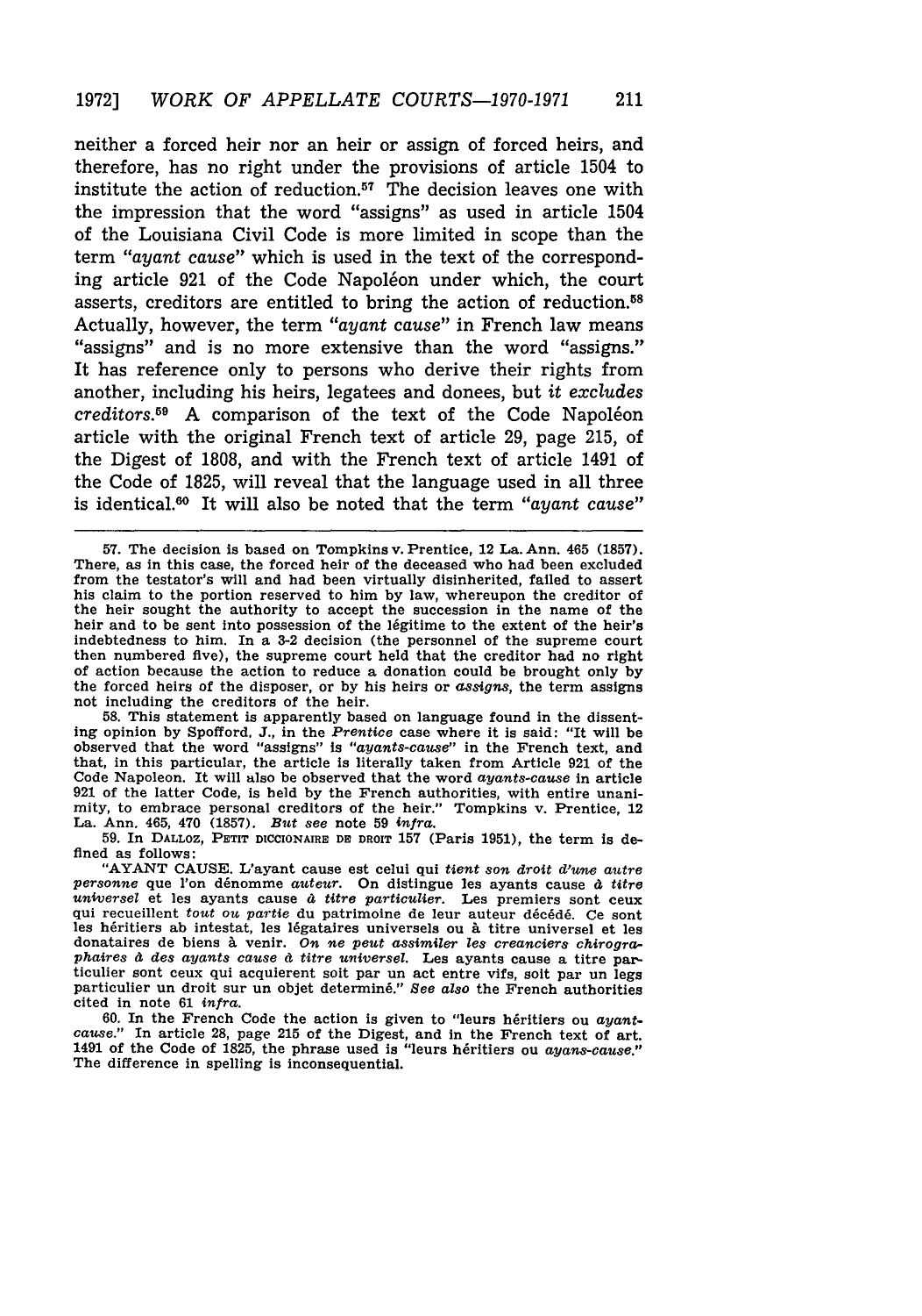neither a forced heir nor an heir or assign of forced heirs, and therefore, has no right under the provisions of article 1504 to institute the action of reduction.[57] The decision leaves one with the impression that the word "assigns" as used in article 1504 of the Louisiana Civil Code is more limited in scope than the term "*ayant cause*" which is used in the text of the corresponding article 921 of the Code Napoléon under which, the court asserts, creditors are entitled to bring the action of reduction.[58] Actually, however, the term "*ayant cause*" in French law means "assigns" and is no more extensive than the word "assigns." It has reference only to persons who derive their rights from another, including his heirs, legatees and donees, but *it excludes creditors*.[59] A comparison of the text of the Code Napoléon article with the original French text of article 29, page 215, of the Digest of 1808, and with the French text of article 1491 of the Code of 1825, will reveal that the language used in all three is identical.[60] It will also be noted that the term "*ayant cause*"

---

57. The decision is based on Tompkins v. Prentice, 12 La. Ann. 465 (1857). There, as in this case, the forced heir of the deceased who had been excluded from the testator's will and had been virtually disinherited, failed to assert his claim to the portion reserved to him by law, whereupon the creditor of the heir sought the authority to accept the succession in the name of the heir and to be sent into possession of the légitime to the extent of the heir's indebtedness to him. In a 3-2 decision (the personnel of the supreme court then numbered five), the supreme court held that the creditor had no right of action because the action to reduce a donation could be brought only by the forced heirs of the disposer, or by his heirs or *assigns*, the term assigns not including the creditors of the heir.

58. This statement is apparently based on language found in the dissenting opinion by Spofford, J., in the *Prentice* case where it is said: "It will be observed that the word "assigns" is "*ayants-cause*" in the French text, and that, in this particular, the article is literally taken from Article 921 of the Code Napoleon. It will also be observed that the word *ayants-cause* in article 921 of the latter Code, is held by the French authorities, with entire unanimity, to embrace personal creditors of the heir." Tompkins v. Prentice, 12 La. Ann. 465, 470 (1857). *But see* note 59 *infra*.

59. In DALLOZ, PETIT DICCIONAIRE DE DROIT 157 (Paris 1951), the term is defined as follows:

"AYANT CAUSE. L'ayant cause est celui qui *tient son droit d'une autre personne* que l'on dénomme *auteur*. On distingue les ayants cause *à titre universel* et les ayants cause *à titre particulier*. Les premiers sont ceux qui recueillent *tout ou partie* du patrimoine de leur auteur décédé. Ce sont les héritiers ab intestat, les légataires universels ou à titre universel et les donataires de biens à venir. *On ne peut assimiler les creanciers chirographaires à des ayants cause à titre universel.* Les ayants cause a titre particulier sont ceux qui acquierent soit par un act entre vifs, soit par un legs particulier un droit sur un objet determiné." *See also* the French authorities cited in note 61 *infra*.

60. In the French Code the action is given to "leurs héritiers ou *ayant-cause*." In article 28, page 215 of the Digest, and in the French text of art. 1491 of the Code of 1825, the phrase used is "leurs héritiers ou *ayans-cause*." The difference in spelling is inconsequential.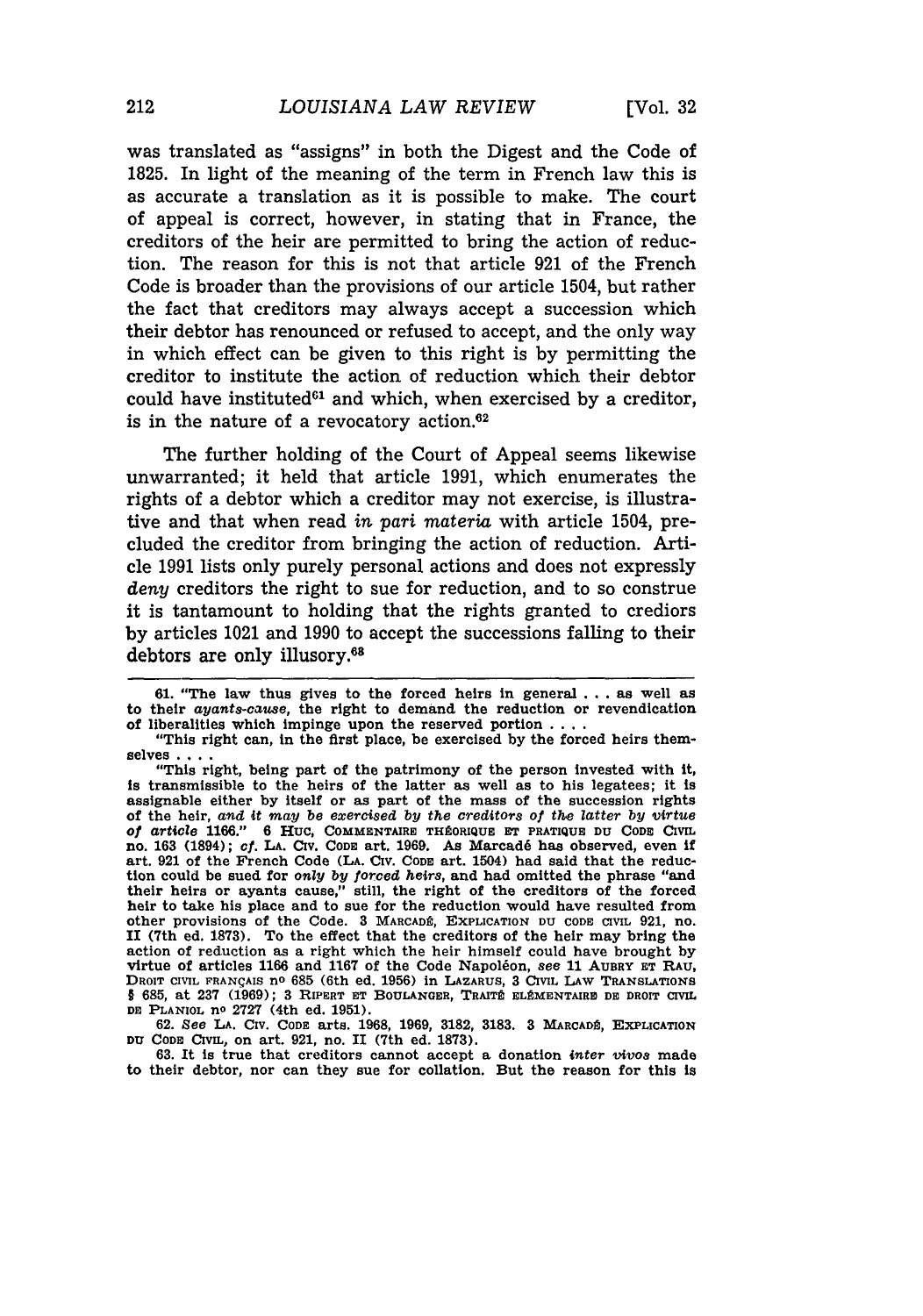was translated as "assigns" in both the Digest and the Code of 1825. In light of the meaning of the term in French law this is as accurate a translation as it is possible to make. The court of appeal is correct, however, in stating that in France, the creditors of the heir are permitted to bring the action of reduction. The reason for this is not that article 921 of the French Code is broader than the provisions of our article 1504, but rather the fact that creditors may always accept a succession which their debtor has renounced or refused to accept, and the only way in which effect can be given to this right is by permitting the creditor to institute the action of reduction which their debtor could have instituted[61] and which, when exercised by a creditor, is in the nature of a revocatory action.[62]

The further holding of the Court of Appeal seems likewise unwarranted; it held that article 1991, which enumerates the rights of a debtor which a creditor may not exercise, is illustrative and that when read *in pari materia* with article 1504, precluded the creditor from bringing the action of reduction. Article 1991 lists only purely personal actions and does not expressly *deny* creditors the right to sue for reduction, and to so construe it is tantamount to holding that the rights granted to crediors by articles 1021 and 1990 to accept the successions falling to their debtors are only illusory.[63]

---

61. "The law thus gives to the forced heirs in general . . . as well as to their *ayants-cause*, the right to demand the reduction or revendication of liberalities which impinge upon the reserved portion . . . .

"This right can, in the first place, be exercised by the forced heirs themselves . . . .

"This right, being part of the patrimony of the person invested with it, is transmissible to the heirs of the latter as well as to his legatees; it is assignable either by itself or as part of the mass of the succession rights of the heir, *and it may be exercised by the creditors of the latter by virtue of article 1166.*" 6 HUC, COMMENTAIRE THÉORIQUE ET PRATIQUE DU CODE CIVIL no. 163 (1894); *cf.* LA. CIV. CODE art. 1969. As Marcadé has observed, even if art. 921 of the French Code (LA. CIV. CODE art. 1504) had said that the reduction could be sued for *only by forced heirs*, and had omitted the phrase "and their heirs or ayants cause," still, the right of the creditors of the forced heir to take his place and to sue for the reduction would have resulted from other provisions of the Code. 3 MARCADÉ, EXPLICATION DU CODE CIVIL 921, no. II (7th ed. 1873). To the effect that the creditors of the heir may bring the action of reduction as a right which the heir himself could have brought by virtue of articles 1166 and 1167 of the Code Napoléon, *see* 11 AUBRY ET RAU, DROIT CIVIL FRANÇAIS n° 685 (6th ed. 1956) in LAZARUS, 3 CIVIL LAW TRANSLATIONS § 685, at 237 (1969); 3 RIPERT ET BOULANGER, TRAITÉ ÉLÉMENTAIRE DE DROIT CIVIL DE PLANIOL n° 2727 (4th ed. 1951).

62. *See* LA. CIV. CODE arts. 1968, 1969, 3182, 3183. 3 MARCADÉ, EXPLICATION DU CODE CIVIL, on art. 921, no. II (7th ed. 1873).

63. It is true that creditors cannot accept a donation *inter vivos* made to their debtor, nor can they sue for collation. But the reason for this is